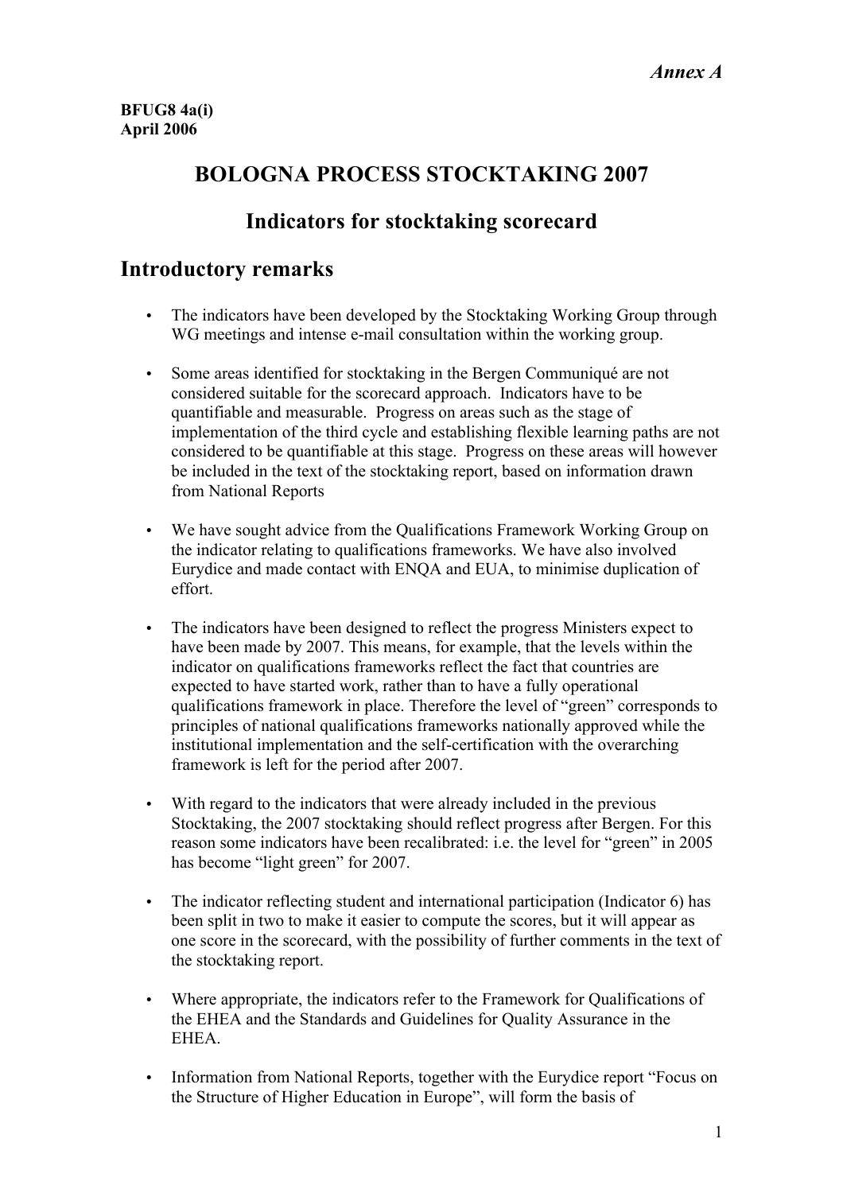*Annex A*

**BFUG8 4a(i)**
**April 2006**

# BOLOGNA PROCESS STOCKTAKING 2007

## Indicators for stocktaking scorecard

## Introductory remarks

- The indicators have been developed by the Stocktaking Working Group through WG meetings and intense e-mail consultation within the working group.

- Some areas identified for stocktaking in the Bergen Communiqué are not considered suitable for the scorecard approach. Indicators have to be quantifiable and measurable. Progress on areas such as the stage of implementation of the third cycle and establishing flexible learning paths are not considered to be quantifiable at this stage. Progress on these areas will however be included in the text of the stocktaking report, based on information drawn from National Reports

- We have sought advice from the Qualifications Framework Working Group on the indicator relating to qualifications frameworks. We have also involved Eurydice and made contact with ENQA and EUA, to minimise duplication of effort.

- The indicators have been designed to reflect the progress Ministers expect to have been made by 2007. This means, for example, that the levels within the indicator on qualifications frameworks reflect the fact that countries are expected to have started work, rather than to have a fully operational qualifications framework in place. Therefore the level of "green" corresponds to principles of national qualifications frameworks nationally approved while the institutional implementation and the self-certification with the overarching framework is left for the period after 2007.

- With regard to the indicators that were already included in the previous Stocktaking, the 2007 stocktaking should reflect progress after Bergen. For this reason some indicators have been recalibrated: i.e. the level for "green" in 2005 has become "light green" for 2007.

- The indicator reflecting student and international participation (Indicator 6) has been split in two to make it easier to compute the scores, but it will appear as one score in the scorecard, with the possibility of further comments in the text of the stocktaking report.

- Where appropriate, the indicators refer to the Framework for Qualifications of the EHEA and the Standards and Guidelines for Quality Assurance in the EHEA.

- Information from National Reports, together with the Eurydice report "Focus on the Structure of Higher Education in Europe", will form the basis of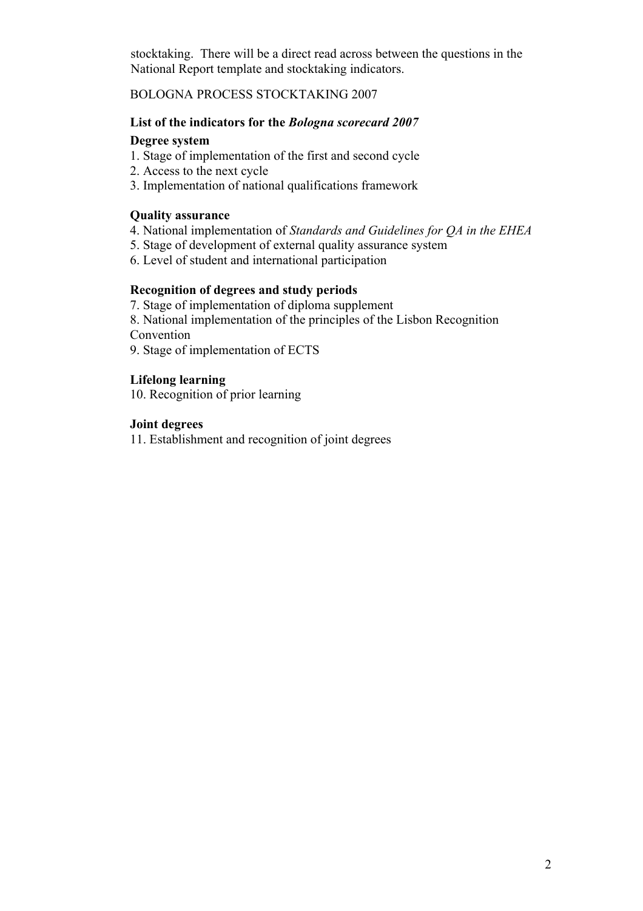stocktaking. There will be a direct read across between the questions in the National Report template and stocktaking indicators.

BOLOGNA PROCESS STOCKTAKING 2007

**List of the indicators for the *Bologna scorecard 2007***

**Degree system**

1. Stage of implementation of the first and second cycle
2. Access to the next cycle
3. Implementation of national qualifications framework

**Quality assurance**

4. National implementation of *Standards and Guidelines for QA in the EHEA*
5. Stage of development of external quality assurance system
6. Level of student and international participation

**Recognition of degrees and study periods**

7. Stage of implementation of diploma supplement
8. National implementation of the principles of the Lisbon Recognition Convention
9. Stage of implementation of ECTS

**Lifelong learning**

10. Recognition of prior learning

**Joint degrees**

11. Establishment and recognition of joint degrees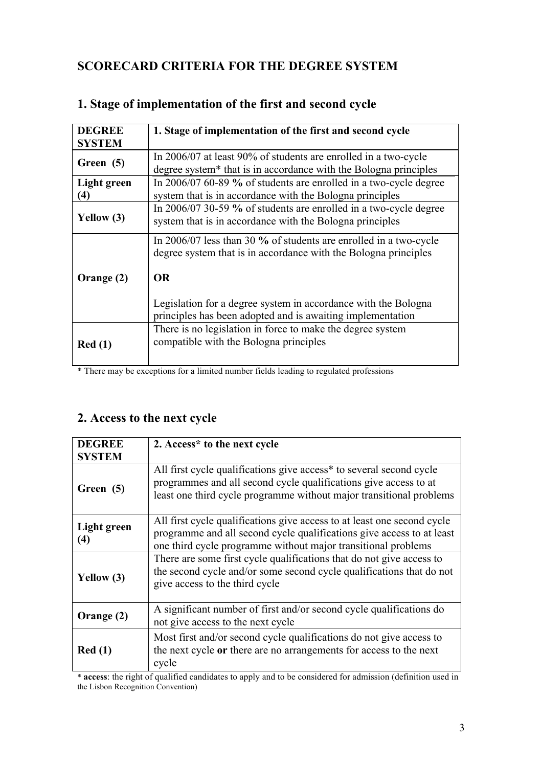# SCORECARD CRITERIA FOR THE DEGREE SYSTEM

## 1. Stage of implementation of the first and second cycle

| DEGREE SYSTEM | 1. Stage of implementation of the first and second cycle |
|---|---|
| Green (5) | In 2006/07 at least 90% of students are enrolled in a two-cycle degree system* that is in accordance with the Bologna principles |
| Light green (4) | In 2006/07 60-89 **%** of students are enrolled in a two-cycle degree system that is in accordance with the Bologna principles |
| Yellow (3) | In 2006/07 30-59 **%** of students are enrolled in a two-cycle degree system that is in accordance with the Bologna principles |
| Orange (2) | In 2006/07 less than 30 **%** of students are enrolled in a two-cycle degree system that is in accordance with the Bologna principles<br><br>**OR**<br><br>Legislation for a degree system in accordance with the Bologna principles has been adopted and is awaiting implementation |
| Red (1) | There is no legislation in force to make the degree system compatible with the Bologna principles |

* There may be exceptions for a limited number fields leading to regulated professions

## 2. Access to the next cycle

| DEGREE SYSTEM | 2. Access* to the next cycle |
|---|---|
| Green (5) | All first cycle qualifications give access* to several second cycle programmes and all second cycle qualifications give access to at least one third cycle programme without major transitional problems |
| Light green (4) | All first cycle qualifications give access to at least one second cycle programme and all second cycle qualifications give access to at least one third cycle programme without major transitional problems |
| Yellow (3) | There are some first cycle qualifications that do not give access to the second cycle and/or some second cycle qualifications that do not give access to the third cycle |
| Orange (2) | A significant number of first and/or second cycle qualifications do not give access to the next cycle |
| Red (1) | Most first and/or second cycle qualifications do not give access to the next cycle **or** there are no arrangements for access to the next cycle |

* **access**: the right of qualified candidates to apply and to be considered for admission (definition used in the Lisbon Recognition Convention)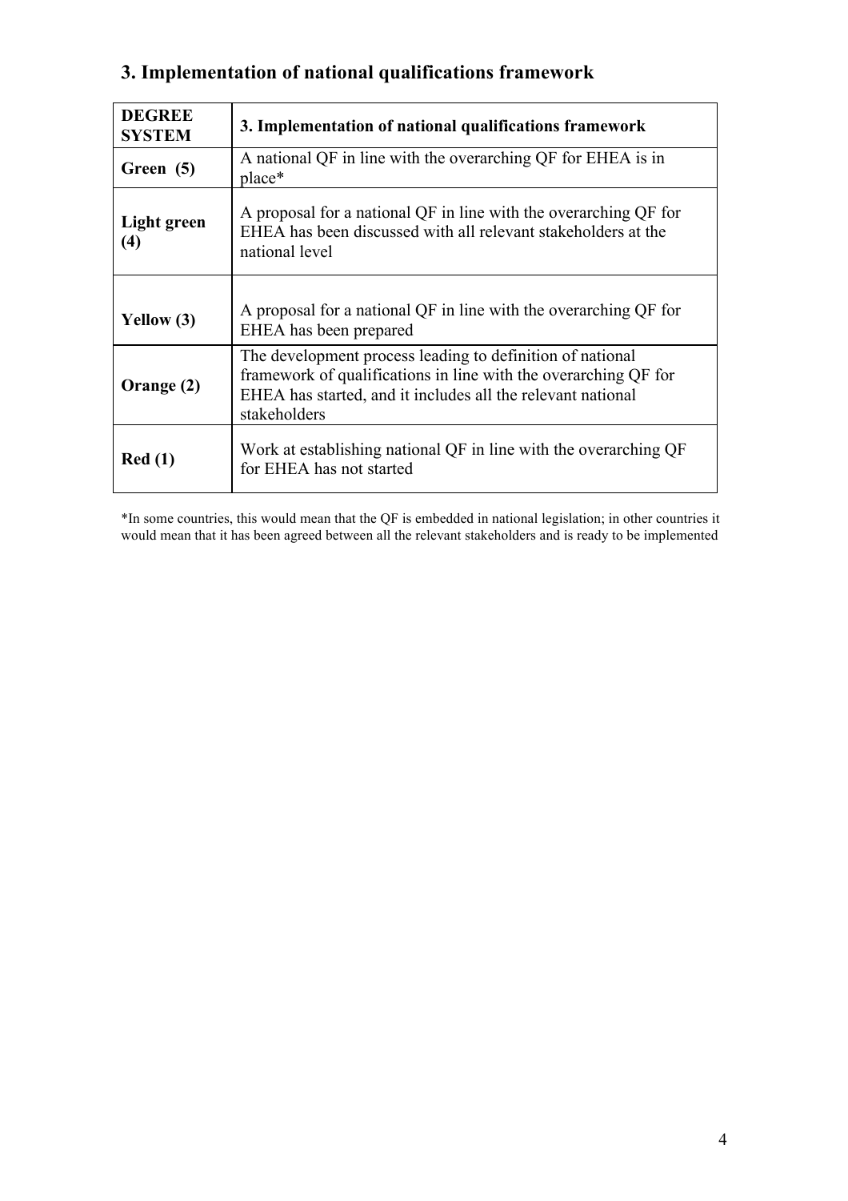## 3. Implementation of national qualifications framework

| **DEGREE SYSTEM** | **3. Implementation of national qualifications framework** |
|---|---|
| **Green (5)** | A national QF in line with the overarching QF for EHEA is in place* |
| **Light green (4)** | A proposal for a national QF in line with the overarching QF for EHEA has been discussed with all relevant stakeholders at the national level |
| **Yellow (3)** | A proposal for a national QF in line with the overarching QF for EHEA has been prepared |
| **Orange (2)** | The development process leading to definition of national framework of qualifications in line with the overarching QF for EHEA has started, and it includes all the relevant national stakeholders |
| **Red (1)** | Work at establishing national QF in line with the overarching QF for EHEA has not started |

*In some countries, this would mean that the QF is embedded in national legislation; in other countries it would mean that it has been agreed between all the relevant stakeholders and is ready to be implemented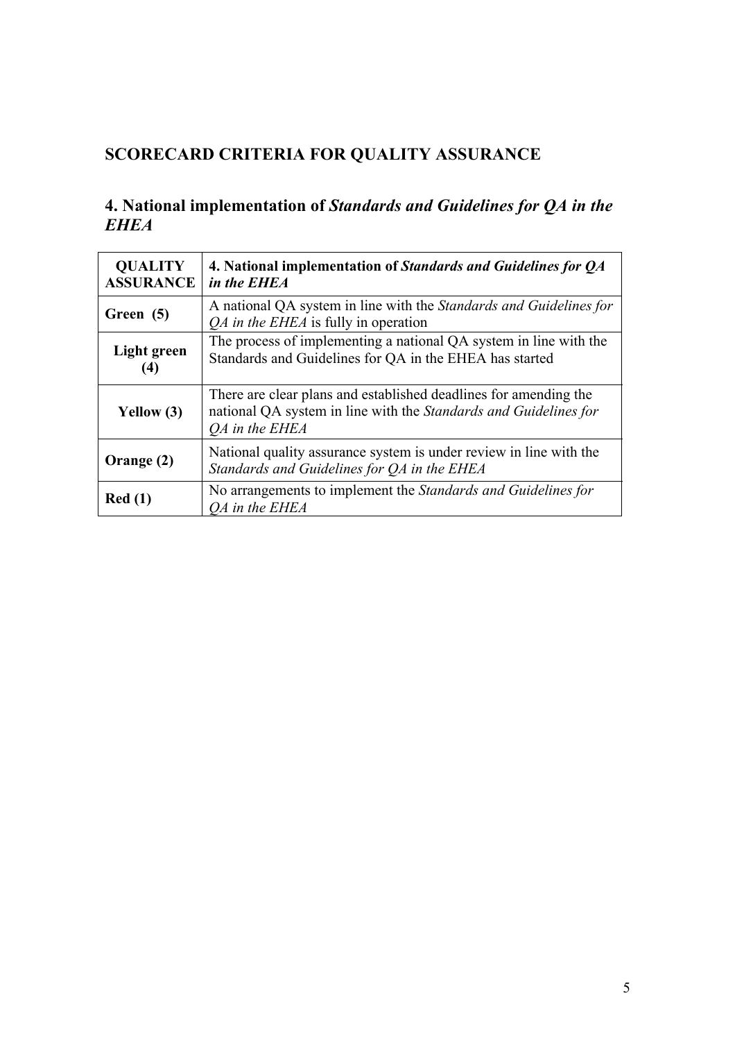# SCORECARD CRITERIA FOR QUALITY ASSURANCE

## 4. National implementation of *Standards and Guidelines for QA in the EHEA*

| QUALITY ASSURANCE | 4. National implementation of *Standards and Guidelines for QA in the EHEA* |
|---|---|
| **Green (5)** | A national QA system in line with the *Standards and Guidelines for QA in the EHEA* is fully in operation |
| **Light green (4)** | The process of implementing a national QA system in line with the Standards and Guidelines for QA in the EHEA has started |
| **Yellow (3)** | There are clear plans and established deadlines for amending the national QA system in line with the *Standards and Guidelines for QA in the EHEA* |
| **Orange (2)** | National quality assurance system is under review in line with the *Standards and Guidelines for QA in the EHEA* |
| **Red (1)** | No arrangements to implement the *Standards and Guidelines for QA in the EHEA* |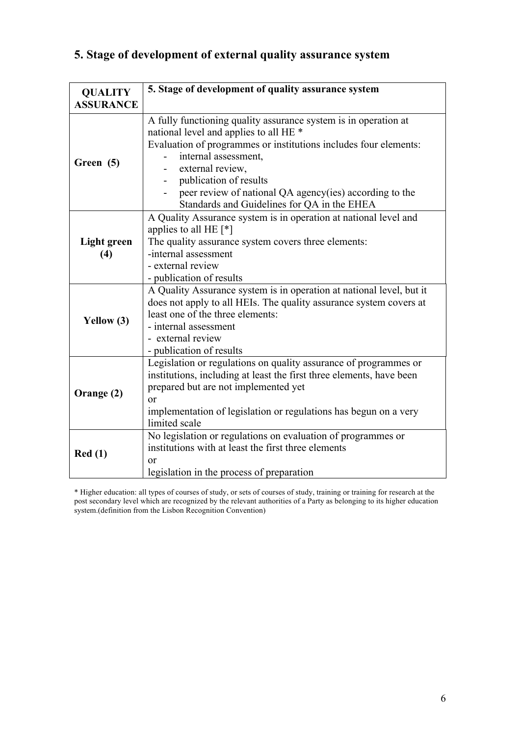## 5. Stage of development of external quality assurance system

| QUALITY ASSURANCE | 5. Stage of development of quality assurance system |
|---|---|
| **Green (5)** | A fully functioning quality assurance system is in operation at national level and applies to all HE * <br> Evaluation of programmes or institutions includes four elements: <br> - internal assessment, <br> - external review, <br> - publication of results <br> - peer review of national QA agency(ies) according to the Standards and Guidelines for QA in the EHEA |
| **Light green (4)** | A Quality Assurance system is in operation at national level and applies to all HE [*] <br> The quality assurance system covers three elements: <br> -internal assessment <br> - external review <br> - publication of results |
| **Yellow (3)** | A Quality Assurance system is in operation at national level, but it does not apply to all HEIs. The quality assurance system covers at least one of the three elements: <br> - internal assessment <br> - external review <br> - publication of results |
| **Orange (2)** | Legislation or regulations on quality assurance of programmes or institutions, including at least the first three elements, have been prepared but are not implemented yet <br> or <br> implementation of legislation or regulations has begun on a very limited scale |
| **Red (1)** | No legislation or regulations on evaluation of programmes or institutions with at least the first three elements <br> or <br> legislation in the process of preparation |

* Higher education: all types of courses of study, or sets of courses of study, training or training for research at the post secondary level which are recognized by the relevant authorities of a Party as belonging to its higher education system.(definition from the Lisbon Recognition Convention)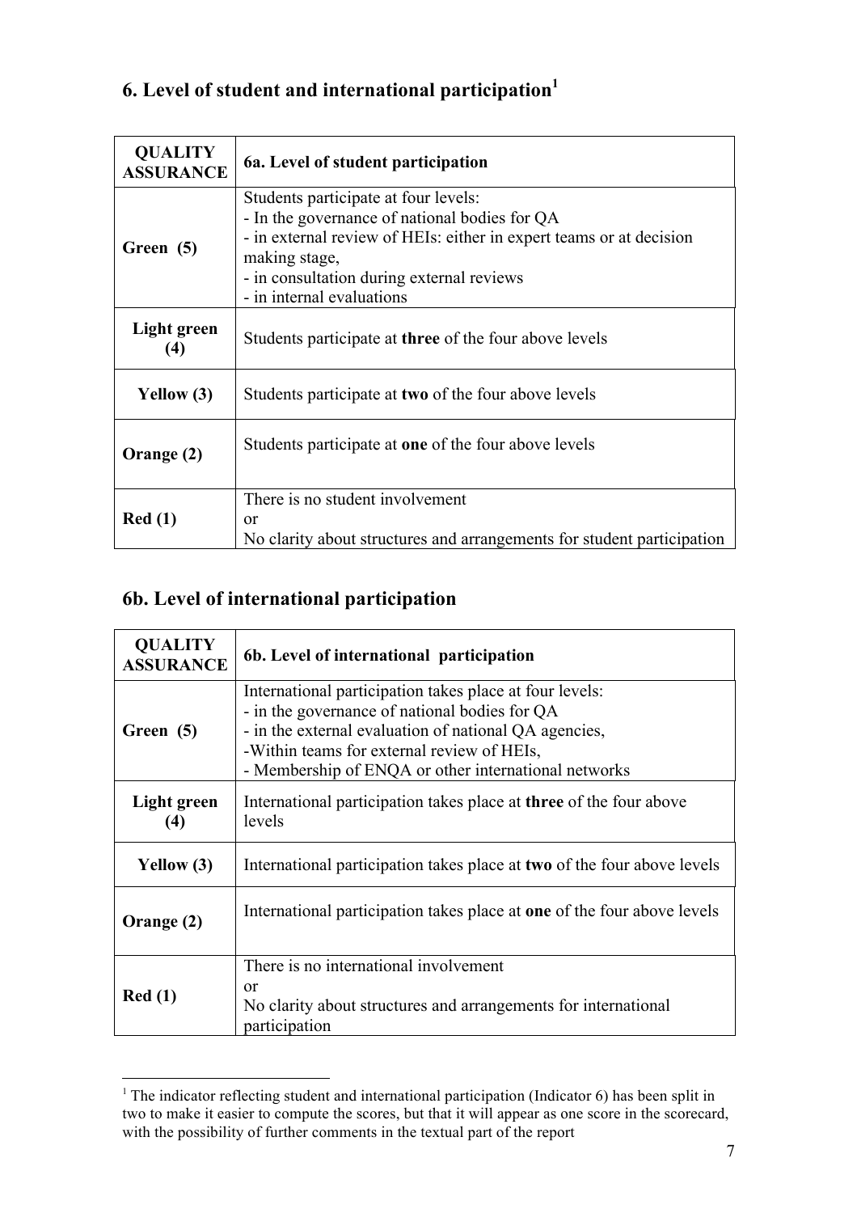## 6. Level of student and international participation[1]

| QUALITY ASSURANCE | 6a. Level of student participation |
|---|---|
| Green (5) | Students participate at four levels:<br>- In the governance of national bodies for QA<br>- in external review of HEIs: either in expert teams or at decision making stage,<br>- in consultation during external reviews<br>- in internal evaluations |
| Light green (4) | Students participate at **three** of the four above levels |
| Yellow (3) | Students participate at **two** of the four above levels |
| Orange (2) | Students participate at **one** of the four above levels |
| Red (1) | There is no student involvement<br>or<br>No clarity about structures and arrangements for student participation |

## 6b. Level of international participation

| QUALITY ASSURANCE | 6b. Level of international participation |
|---|---|
| Green (5) | International participation takes place at four levels:<br>- in the governance of national bodies for QA<br>- in the external evaluation of national QA agencies,<br>-Within teams for external review of HEIs,<br>- Membership of ENQA or other international networks |
| Light green (4) | International participation takes place at **three** of the four above levels |
| Yellow (3) | International participation takes place at **two** of the four above levels |
| Orange (2) | International participation takes place at **one** of the four above levels |
| Red (1) | There is no international involvement<br>or<br>No clarity about structures and arrangements for international participation |

[1] The indicator reflecting student and international participation (Indicator 6) has been split in two to make it easier to compute the scores, but that it will appear as one score in the scorecard, with the possibility of further comments in the textual part of the report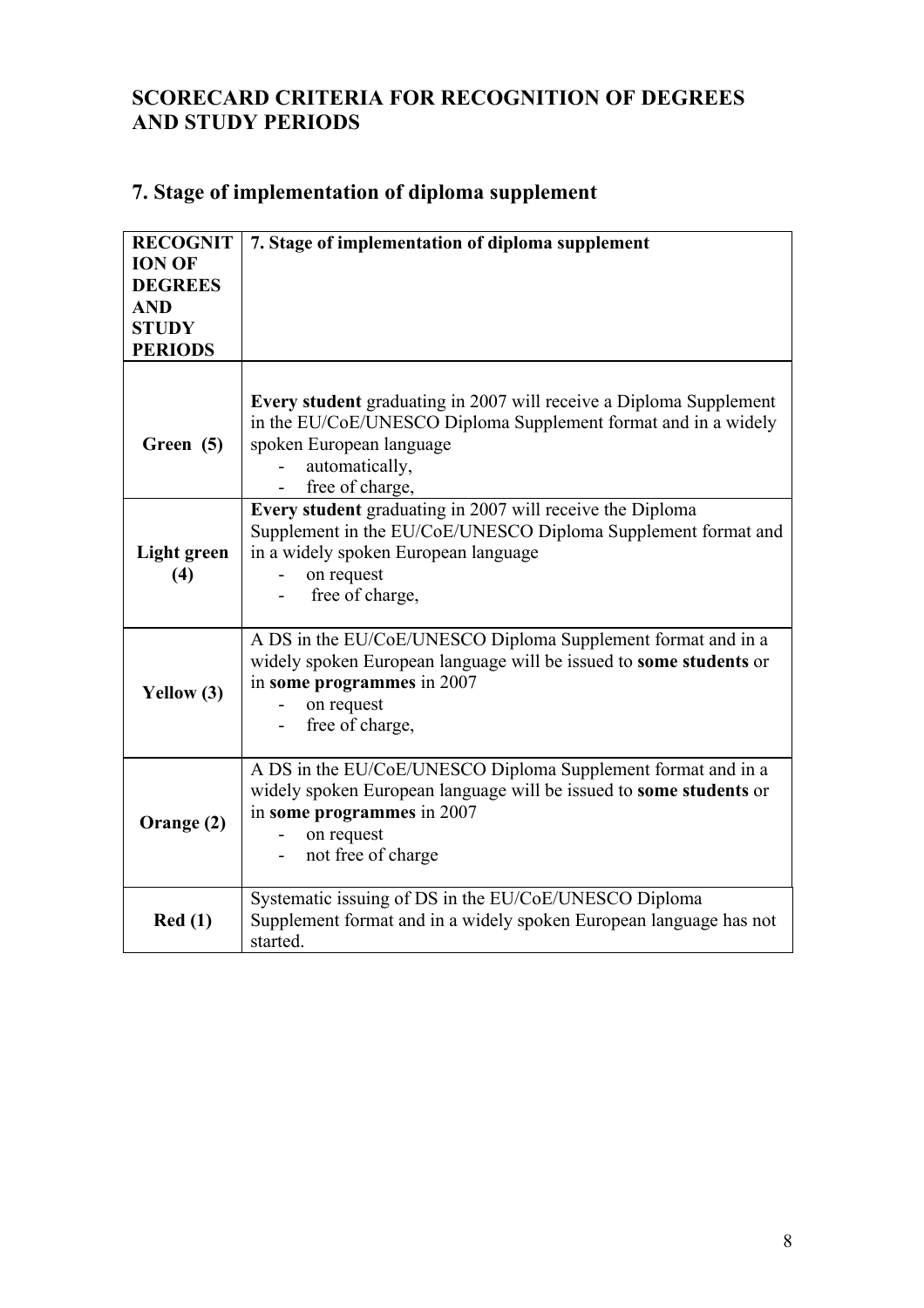## SCORECARD CRITERIA FOR RECOGNITION OF DEGREES AND STUDY PERIODS

## 7. Stage of implementation of diploma supplement

| **RECOGNITION OF DEGREES AND STUDY PERIODS** | **7. Stage of implementation of diploma supplement** |
|---|---|
| **Green (5)** | **Every student** graduating in 2007 will receive a Diploma Supplement in the EU/CoE/UNESCO Diploma Supplement format and in a widely spoken European language<br>- automatically,<br>- free of charge, |
| **Light green (4)** | **Every student** graduating in 2007 will receive the Diploma Supplement in the EU/CoE/UNESCO Diploma Supplement format and in a widely spoken European language<br>- on request<br>- free of charge, |
| **Yellow (3)** | A DS in the EU/CoE/UNESCO Diploma Supplement format and in a widely spoken European language will be issued to **some students** or in **some programmes** in 2007<br>- on request<br>- free of charge, |
| **Orange (2)** | A DS in the EU/CoE/UNESCO Diploma Supplement format and in a widely spoken European language will be issued to **some students** or in **some programmes** in 2007<br>- on request<br>- not free of charge |
| **Red (1)** | Systematic issuing of DS in the EU/CoE/UNESCO Diploma Supplement format and in a widely spoken European language has not started. |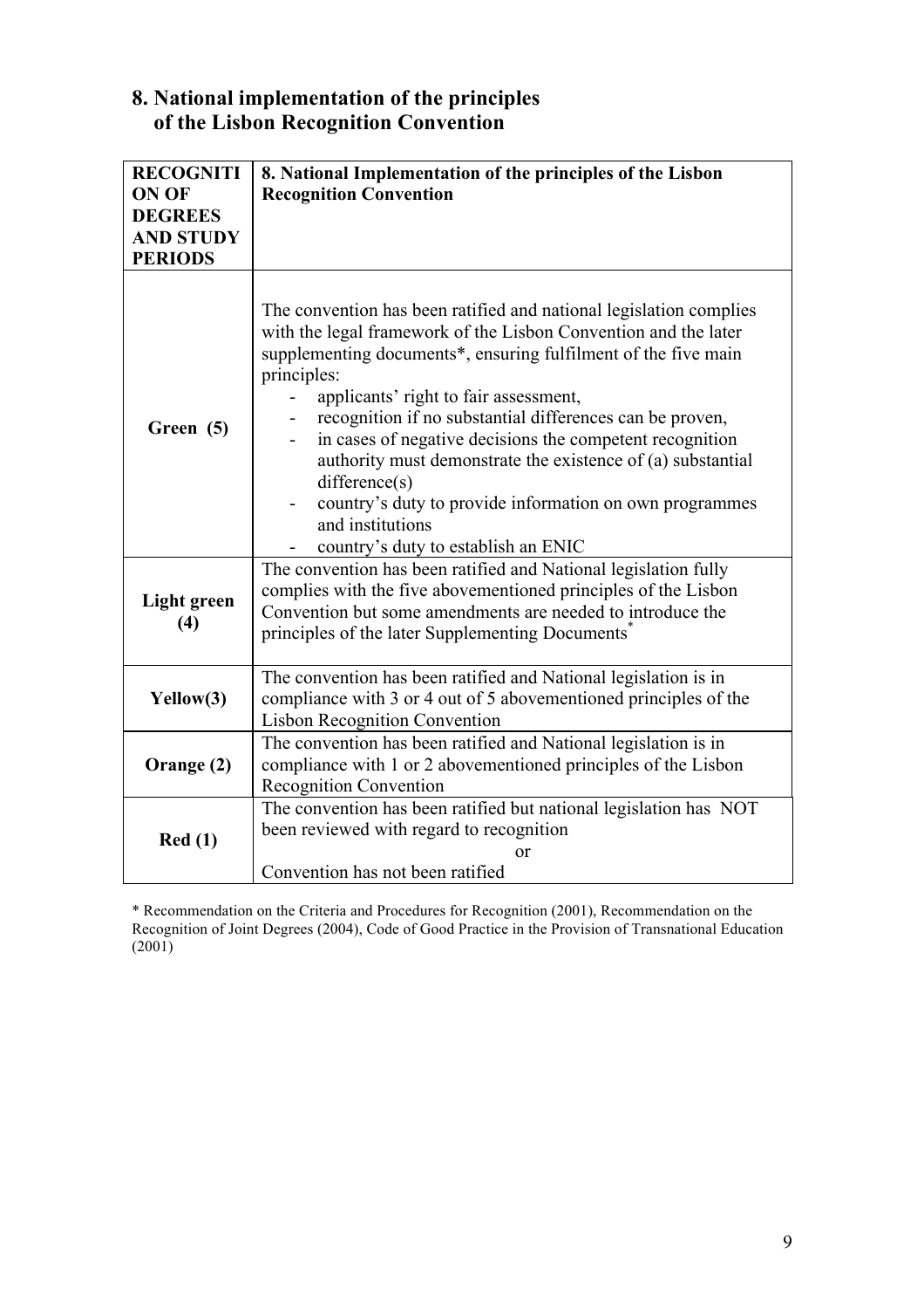## 8. National implementation of the principles of the Lisbon Recognition Convention

| RECOGNITION OF DEGREES AND STUDY PERIODS | 8. National Implementation of the principles of the Lisbon Recognition Convention |
|---|---|
| **Green (5)** | The convention has been ratified and national legislation complies with the legal framework of the Lisbon Convention and the later supplementing documents*, ensuring fulfilment of the five main principles:<br>- applicants' right to fair assessment,<br>- recognition if no substantial differences can be proven,<br>- in cases of negative decisions the competent recognition authority must demonstrate the existence of (a) substantial difference(s)<br>- country's duty to provide information on own programmes and institutions<br>- country's duty to establish an ENIC |
| **Light green (4)** | The convention has been ratified and National legislation fully complies with the five abovementioned principles of the Lisbon Convention but some amendments are needed to introduce the principles of the later Supplementing Documents* |
| **Yellow(3)** | The convention has been ratified and National legislation is in compliance with 3 or 4 out of 5 abovementioned principles of the Lisbon Recognition Convention |
| **Orange (2)** | The convention has been ratified and National legislation is in compliance with 1 or 2 abovementioned principles of the Lisbon Recognition Convention |
| **Red (1)** | The convention has been ratified but national legislation has NOT been reviewed with regard to recognition<br>or<br>Convention has not been ratified |

* Recommendation on the Criteria and Procedures for Recognition (2001), Recommendation on the Recognition of Joint Degrees (2004), Code of Good Practice in the Provision of Transnational Education (2001)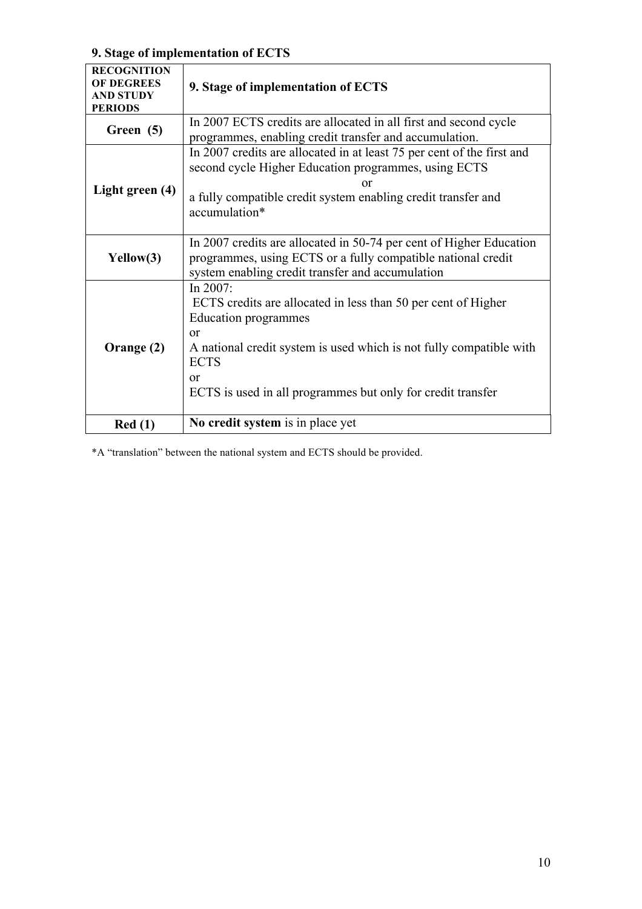### 9. Stage of implementation of ECTS

| **RECOGNITION OF DEGREES AND STUDY PERIODS** | **9. Stage of implementation of ECTS** |
|---|---|
| **Green (5)** | In 2007 ECTS credits are allocated in all first and second cycle programmes, enabling credit transfer and accumulation. |
| **Light green (4)** | In 2007 credits are allocated in at least 75 per cent of the first and second cycle Higher Education programmes, using ECTS<br>or<br>a fully compatible credit system enabling credit transfer and accumulation* |
| **Yellow(3)** | In 2007 credits are allocated in 50-74 per cent of Higher Education programmes, using ECTS or a fully compatible national credit system enabling credit transfer and accumulation |
| **Orange (2)** | In 2007:<br>ECTS credits are allocated in less than 50 per cent of Higher Education programmes<br>or<br>A national credit system is used which is not fully compatible with ECTS<br>or<br>ECTS is used in all programmes but only for credit transfer |
| **Red (1)** | **No credit system** is in place yet |

*A "translation" between the national system and ECTS should be provided.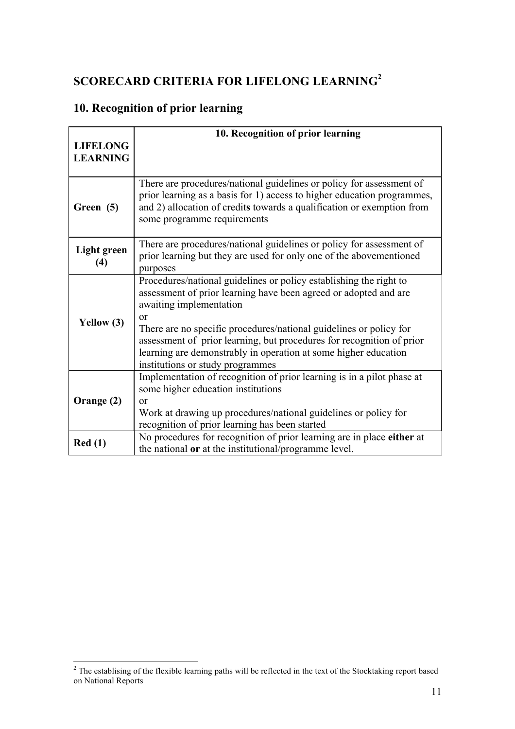## SCORECARD CRITERIA FOR LIFELONG LEARNING[2]

## 10. Recognition of prior learning

| **LIFELONG LEARNING** | **10. Recognition of prior learning** |
|---|---|
| **Green (5)** | There are procedures/national guidelines or policy for assessment of prior learning as a basis for 1) access to higher education programmes, and 2) allocation of credit**s** towards a qualification or exemption from some programme requirements |
| **Light green (4)** | There are procedures/national guidelines or policy for assessment of prior learning but they are used for only one of the abovementioned purposes |
| **Yellow (3)** | Procedures/national guidelines or policy establishing the right to assessment of prior learning have been agreed or adopted and are awaiting implementation<br>or<br>There are no specific procedures/national guidelines or policy for assessment of prior learning, but procedures for recognition of prior learning are demonstrably in operation at some higher education institutions or study programmes |
| **Orange (2)** | Implementation of recognition of prior learning is in a pilot phase at some higher education institutions<br>or<br>Work at drawing up procedures/national guidelines or policy for recognition of prior learning has been started |
| **Red (1)** | No procedures for recognition of prior learning are in place **either** at the national **or** at the institutional/programme level. |

[2] The establising of the flexible learning paths will be reflected in the text of the Stocktaking report based on National Reports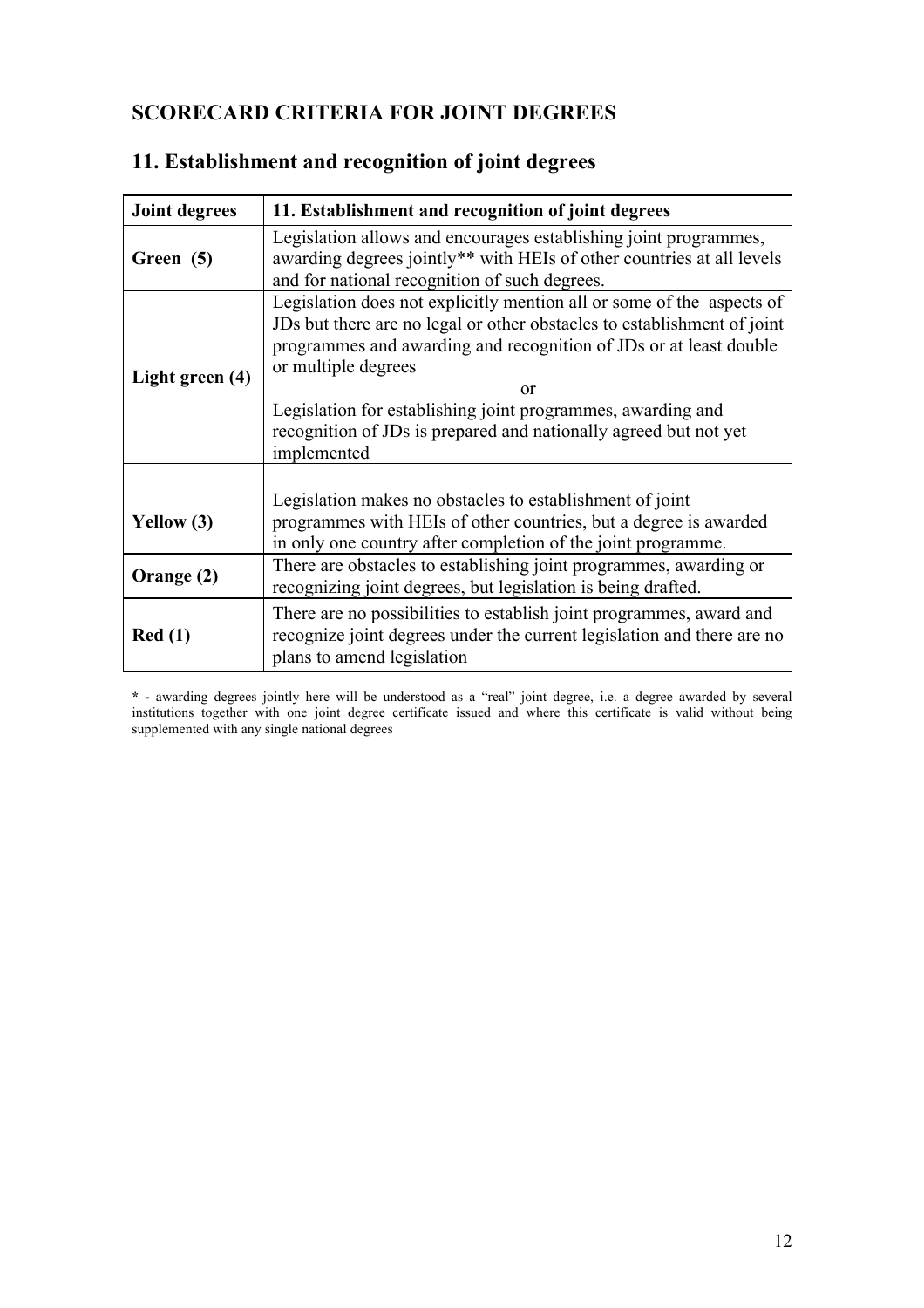## SCORECARD CRITERIA FOR JOINT DEGREES

## 11. Establishment and recognition of joint degrees

| Joint degrees | 11. Establishment and recognition of joint degrees |
|---|---|
| **Green (5)** | Legislation allows and encourages establishing joint programmes, awarding degrees jointly** with HEIs of other countries at all levels and for national recognition of such degrees. |
| **Light green (4)** | Legislation does not explicitly mention all or some of the aspects of JDs but there are no legal or other obstacles to establishment of joint programmes and awarding and recognition of JDs or at least double or multiple degrees<br>or<br>Legislation for establishing joint programmes, awarding and recognition of JDs is prepared and nationally agreed but not yet implemented |
| **Yellow (3)** | Legislation makes no obstacles to establishment of joint programmes with HEIs of other countries, but a degree is awarded in only one country after completion of the joint programme. |
| **Orange (2)** | There are obstacles to establishing joint programmes, awarding or recognizing joint degrees, but legislation is being drafted. |
| **Red (1)** | There are no possibilities to establish joint programmes, award and recognize joint degrees under the current legislation and there are no plans to amend legislation |

* - awarding degrees jointly here will be understood as a "real" joint degree, i.e. a degree awarded by several institutions together with one joint degree certificate issued and where this certificate is valid without being supplemented with any single national degrees